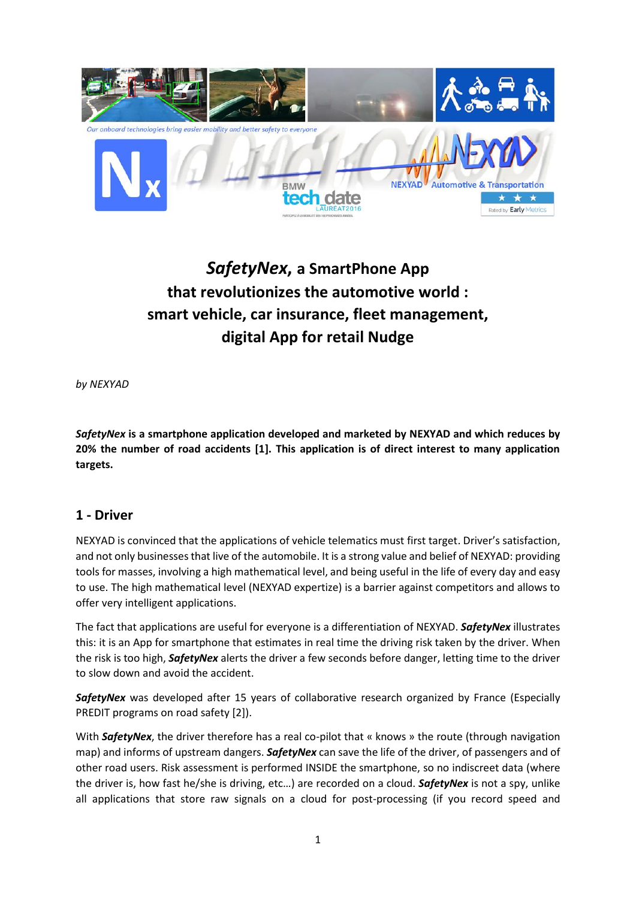# *SafetyNex*, a SmartPhone App that revolutionizes the automotive world : smart vehicle, car insurance, fleet management, digital App for retail Nudge

*by NEXYAD*

***SafetyNex* is a smartphone application developed and marketed by NEXYAD and which reduces by 20% the number of road accidents [1]. This application is of direct interest to many application targets.**

## 1 - Driver

NEXYAD is convinced that the applications of vehicle telematics must first target. Driver's satisfaction, and not only businesses that live of the automobile. It is a strong value and belief of NEXYAD: providing tools for masses, involving a high mathematical level, and being useful in the life of every day and easy to use. The high mathematical level (NEXYAD expertize) is a barrier against competitors and allows to offer very intelligent applications.

The fact that applications are useful for everyone is a differentiation of NEXYAD. ***SafetyNex*** illustrates this: it is an App for smartphone that estimates in real time the driving risk taken by the driver. When the risk is too high, ***SafetyNex*** alerts the driver a few seconds before danger, letting time to the driver to slow down and avoid the accident.

***SafetyNex*** was developed after 15 years of collaborative research organized by France (Especially PREDIT programs on road safety [2]).

With ***SafetyNex***, the driver therefore has a real co-pilot that « knows » the route (through navigation map) and informs of upstream dangers. ***SafetyNex*** can save the life of the driver, of passengers and of other road users. Risk assessment is performed INSIDE the smartphone, so no indiscreet data (where the driver is, how fast he/she is driving, etc…) are recorded on a cloud. ***SafetyNex*** is not a spy, unlike all applications that store raw signals on a cloud for post-processing (if you record speed and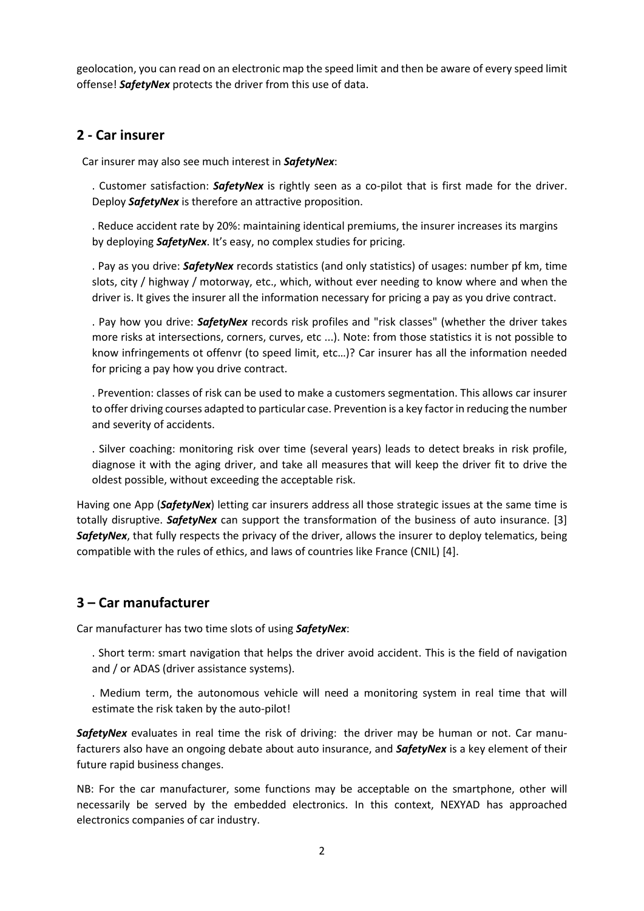geolocation, you can read on an electronic map the speed limit and then be aware of every speed limit offense! ***SafetyNex*** protects the driver from this use of data.

## 2 - Car insurer

Car insurer may also see much interest in ***SafetyNex***:

. Customer satisfaction: ***SafetyNex*** is rightly seen as a co-pilot that is first made for the driver. Deploy ***SafetyNex*** is therefore an attractive proposition.

. Reduce accident rate by 20%: maintaining identical premiums, the insurer increases its margins by deploying ***SafetyNex***. It's easy, no complex studies for pricing.

. Pay as you drive: ***SafetyNex*** records statistics (and only statistics) of usages: number pf km, time slots, city / highway / motorway, etc., which, without ever needing to know where and when the driver is. It gives the insurer all the information necessary for pricing a pay as you drive contract.

. Pay how you drive: ***SafetyNex*** records risk profiles and "risk classes" (whether the driver takes more risks at intersections, corners, curves, etc ...). Note: from those statistics it is not possible to know infringements ot offenvr (to speed limit, etc…)? Car insurer has all the information needed for pricing a pay how you drive contract.

. Prevention: classes of risk can be used to make a customers segmentation. This allows car insurer to offer driving courses adapted to particular case. Prevention is a key factor in reducing the number and severity of accidents.

. Silver coaching: monitoring risk over time (several years) leads to detect breaks in risk profile, diagnose it with the aging driver, and take all measures that will keep the driver fit to drive the oldest possible, without exceeding the acceptable risk.

Having one App (***SafetyNex***) letting car insurers address all those strategic issues at the same time is totally disruptive. ***SafetyNex*** can support the transformation of the business of auto insurance. [3] ***SafetyNex***, that fully respects the privacy of the driver, allows the insurer to deploy telematics, being compatible with the rules of ethics, and laws of countries like France (CNIL) [4].

## 3 – Car manufacturer

Car manufacturer has two time slots of using ***SafetyNex***:

. Short term: smart navigation that helps the driver avoid accident. This is the field of navigation and / or ADAS (driver assistance systems).

. Medium term, the autonomous vehicle will need a monitoring system in real time that will estimate the risk taken by the auto-pilot!

***SafetyNex*** evaluates in real time the risk of driving: the driver may be human or not. Car manufacturers also have an ongoing debate about auto insurance, and ***SafetyNex*** is a key element of their future rapid business changes.

NB: For the car manufacturer, some functions may be acceptable on the smartphone, other will necessarily be served by the embedded electronics. In this context, NEXYAD has approached electronics companies of car industry.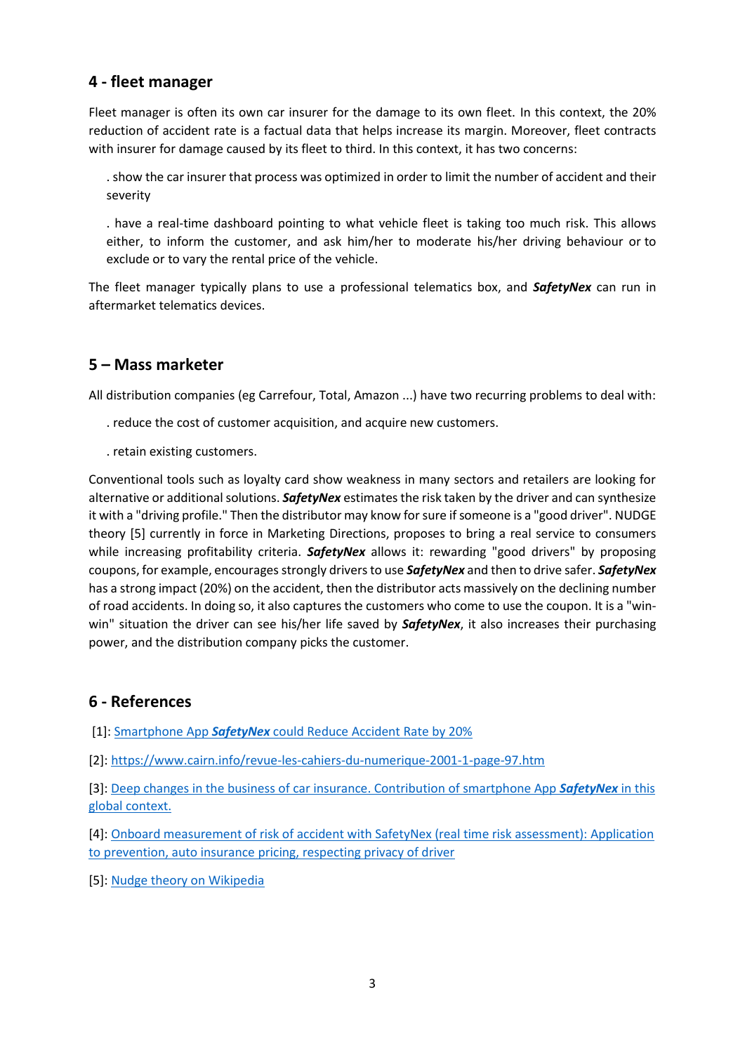## 4 - fleet manager

Fleet manager is often its own car insurer for the damage to its own fleet. In this context, the 20% reduction of accident rate is a factual data that helps increase its margin. Moreover, fleet contracts with insurer for damage caused by its fleet to third. In this context, it has two concerns:

. show the car insurer that process was optimized in order to limit the number of accident and their severity

. have a real-time dashboard pointing to what vehicle fleet is taking too much risk. This allows either, to inform the customer, and ask him/her to moderate his/her driving behaviour or to exclude or to vary the rental price of the vehicle.

The fleet manager typically plans to use a professional telematics box, and ***SafetyNex*** can run in aftermarket telematics devices.

## 5 – Mass marketer

All distribution companies (eg Carrefour, Total, Amazon ...) have two recurring problems to deal with:

. reduce the cost of customer acquisition, and acquire new customers.

. retain existing customers.

Conventional tools such as loyalty card show weakness in many sectors and retailers are looking for alternative or additional solutions. ***SafetyNex*** estimates the risk taken by the driver and can synthesize it with a "driving profile." Then the distributor may know for sure if someone is a "good driver". NUDGE theory [5] currently in force in Marketing Directions, proposes to bring a real service to consumers while increasing profitability criteria. ***SafetyNex*** allows it: rewarding "good drivers" by proposing coupons, for example, encourages strongly drivers to use ***SafetyNex*** and then to drive safer. ***SafetyNex*** has a strong impact (20%) on the accident, then the distributor acts massively on the declining number of road accidents. In doing so, it also captures the customers who come to use the coupon. It is a "win-win" situation the driver can see his/her life saved by ***SafetyNex***, it also increases their purchasing power, and the distribution company picks the customer.

## 6 - References

[1]: Smartphone App ***SafetyNex*** could Reduce Accident Rate by 20%

[2]: https://www.cairn.info/revue-les-cahiers-du-numerique-2001-1-page-97.htm

[3]: Deep changes in the business of car insurance. Contribution of smartphone App ***SafetyNex*** in this global context.

[4]: Onboard measurement of risk of accident with SafetyNex (real time risk assessment): Application to prevention, auto insurance pricing, respecting privacy of driver

[5]: Nudge theory on Wikipedia